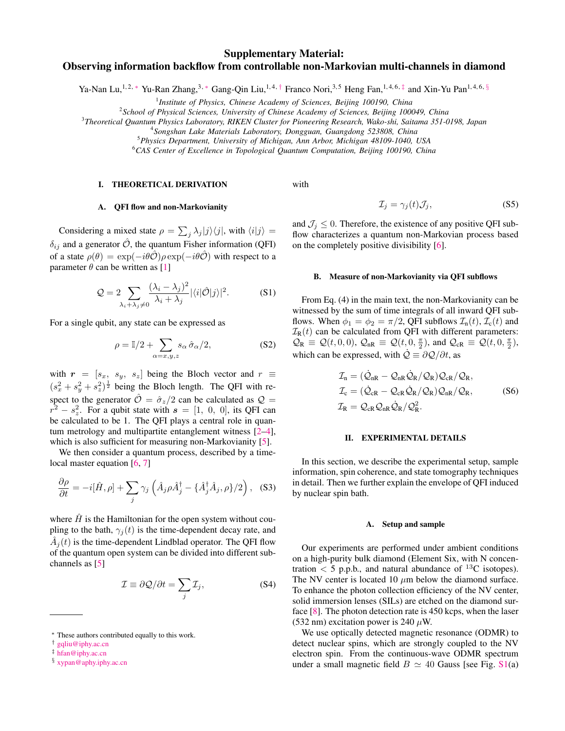# Supplementary Material: Observing information backflow from controllable non-Markovian multi-channels in diamond

Ya-Nan Lu,[1,2,*] Yu-Ran Zhang,[3,*] Gang-Qin Liu,[1,4,†] Franco Nori,[3,5] Heng Fan,[1,4,6,‡] and Xin-Yu Pan[1,4,6,§]

[1] *Institute of Physics, Chinese Academy of Sciences, Beijing 100190, China*
[2] *School of Physical Sciences, University of Chinese Academy of Sciences, Beijing 100049, China*
[3] *Theoretical Quantum Physics Laboratory, RIKEN Cluster for Pioneering Research, Wako-shi, Saitama 351-0198, Japan*
[4] *Songshan Lake Materials Laboratory, Dongguan, Guangdong 523808, China*
[5] *Physics Department, University of Michigan, Ann Arbor, Michigan 48109-1040, USA*
[6] *CAS Center of Excellence in Topological Quantum Computation, Beijing 100190, China*

## I. THEORETICAL DERIVATION

### A. QFI flow and non-Markovianity

Considering a mixed state $\rho = \sum_j \lambda_j |j\rangle\langle j|$, with $\langle i|j\rangle = \delta_{ij}$ and a generator $\hat{\mathcal{O}}$, the quantum Fisher information (QFI) of a state $\rho(\theta) = \exp(-i\theta\hat{\mathcal{O}})\rho\exp(-i\theta\hat{\mathcal{O}})$ with respect to a parameter $\theta$ can be written as [1]

$$\mathcal{Q} = 2\sum_{\lambda_i+\lambda_j\neq 0}\frac{(\lambda_i-\lambda_j)^2}{\lambda_i+\lambda_j}|\langle i|\hat{\mathcal{O}}|j\rangle|^2. \tag{S1}$$

For a single qubit, any state can be expressed as

$$\rho = \mathbb{I}/2 + \sum_{\alpha=x,y,z} s_\alpha\,\hat{\sigma}_\alpha/2, \tag{S2}$$

with $\boldsymbol{r} = [s_x,\ s_y,\ s_z]$ being the Bloch vector and $r \equiv (s_x^2+s_y^2+s_z^2)^{\frac{1}{2}}$ being the Bloch length. The QFI with respect to the generator $\hat{\mathcal{O}} = \hat{\sigma}_z/2$ can be calculated as $\mathcal{Q} = r^2 - s_z^2$. For a qubit state with $\boldsymbol{s} = [1,\ 0,\ 0]$, its QFI can be calculated to be 1. The QFI plays a central role in quantum metrology and multipartite entanglement witness [2–4], which is also sufficient for measuring non-Markovianity [5].

We then consider a quantum process, described by a time-local master equation [6, 7]

$$\frac{\partial\rho}{\partial t} = -i[\hat{H},\rho] + \sum_j \gamma_j\left(\hat{A}_j\rho\hat{A}_j^\dagger - \{\hat{A}_j^\dagger\hat{A}_j,\rho\}/2\right), \tag{S3}$$

where $\hat{H}$ is the Hamiltonian for the open system without coupling to the bath, $\gamma_j(t)$ is the time-dependent decay rate, and $\hat{A}_j(t)$ is the time-dependent Lindblad operator. The QFI flow of the quantum open system can be divided into different subchannels as [5]

$$\mathcal{I} \equiv \partial\mathcal{Q}/\partial t = \sum_j \mathcal{I}_j, \tag{S4}$$

with

$$\mathcal{I}_j = \gamma_j(t)\mathcal{J}_j, \tag{S5}$$

and $\mathcal{J}_j \leq 0$. Therefore, the existence of any positive QFI subflow characterizes a quantum non-Markovian process based on the completely positive divisibility [6].

### B. Measure of non-Markovianity via QFI subflows

From Eq. (4) in the main text, the non-Markovianity can be witnessed by the sum of time integrals of all inward QFI subflows. When $\phi_1 = \phi_2 = \pi/2$, QFI subflows $\mathcal{I}_\mathrm{n}(t)$, $\mathcal{I}_\mathrm{c}(t)$ and $\mathcal{I}_\mathrm{R}(t)$ can be calculated from QFI with different parameters: $\mathcal{Q}_\mathrm{R} \equiv \mathcal{Q}(t,0,0)$, $\mathcal{Q}_\mathrm{nR} \equiv \mathcal{Q}(t,0,\frac{\pi}{2})$, and $\mathcal{Q}_\mathrm{cR} \equiv \mathcal{Q}(t,0,\frac{\pi}{2})$, which can be expressed, with $\dot{\mathcal{Q}} \equiv \partial\mathcal{Q}/\partial t$, as

$$\begin{aligned}
\mathcal{I}_\mathrm{n} &= (\dot{\mathcal{Q}}_\mathrm{nR} - \mathcal{Q}_\mathrm{nR}\dot{\mathcal{Q}}_\mathrm{R}/\mathcal{Q}_\mathrm{R})\mathcal{Q}_\mathrm{cR}/\mathcal{Q}_\mathrm{R},\\
\mathcal{I}_\mathrm{c} &= (\dot{\mathcal{Q}}_\mathrm{cR} - \mathcal{Q}_\mathrm{cR}\dot{\mathcal{Q}}_\mathrm{R}/\mathcal{Q}_\mathrm{R})\mathcal{Q}_\mathrm{nR}/\mathcal{Q}_\mathrm{R},\\
\mathcal{I}_\mathrm{R} &= \mathcal{Q}_\mathrm{cR}\mathcal{Q}_\mathrm{nR}\dot{\mathcal{Q}}_\mathrm{R}/\mathcal{Q}_\mathrm{R}^2.
\end{aligned} \tag{S6}$$

## II. EXPERIMENTAL DETAILS

In this section, we describe the experimental setup, sample information, spin coherence, and state tomography techniques in detail. Then we further explain the envelope of QFI induced by nuclear spin bath.

### A. Setup and sample

Our experiments are performed under ambient conditions on a high-purity bulk diamond (Element Six, with N concentration < 5 p.p.b., and natural abundance of $^{13}$C isotopes). The NV center is located 10 $\mu$m below the diamond surface. To enhance the photon collection efficiency of the NV center, solid immersion lenses (SILs) are etched on the diamond surface [8]. The photon detection rate is 450 kcps, when the laser (532 nm) excitation power is 240 $\mu$W.

We use optically detected magnetic resonance (ODMR) to detect nuclear spins, which are strongly coupled to the NV electron spin. From the continuous-wave ODMR spectrum under a small magnetic field $B \simeq 40$ Gauss [see Fig. S1(a)

---

* These authors contributed equally to this work.
† gqliu@iphy.ac.cn
‡ hfan@iphy.ac.cn
§ xypan@aphy.iphy.ac.cn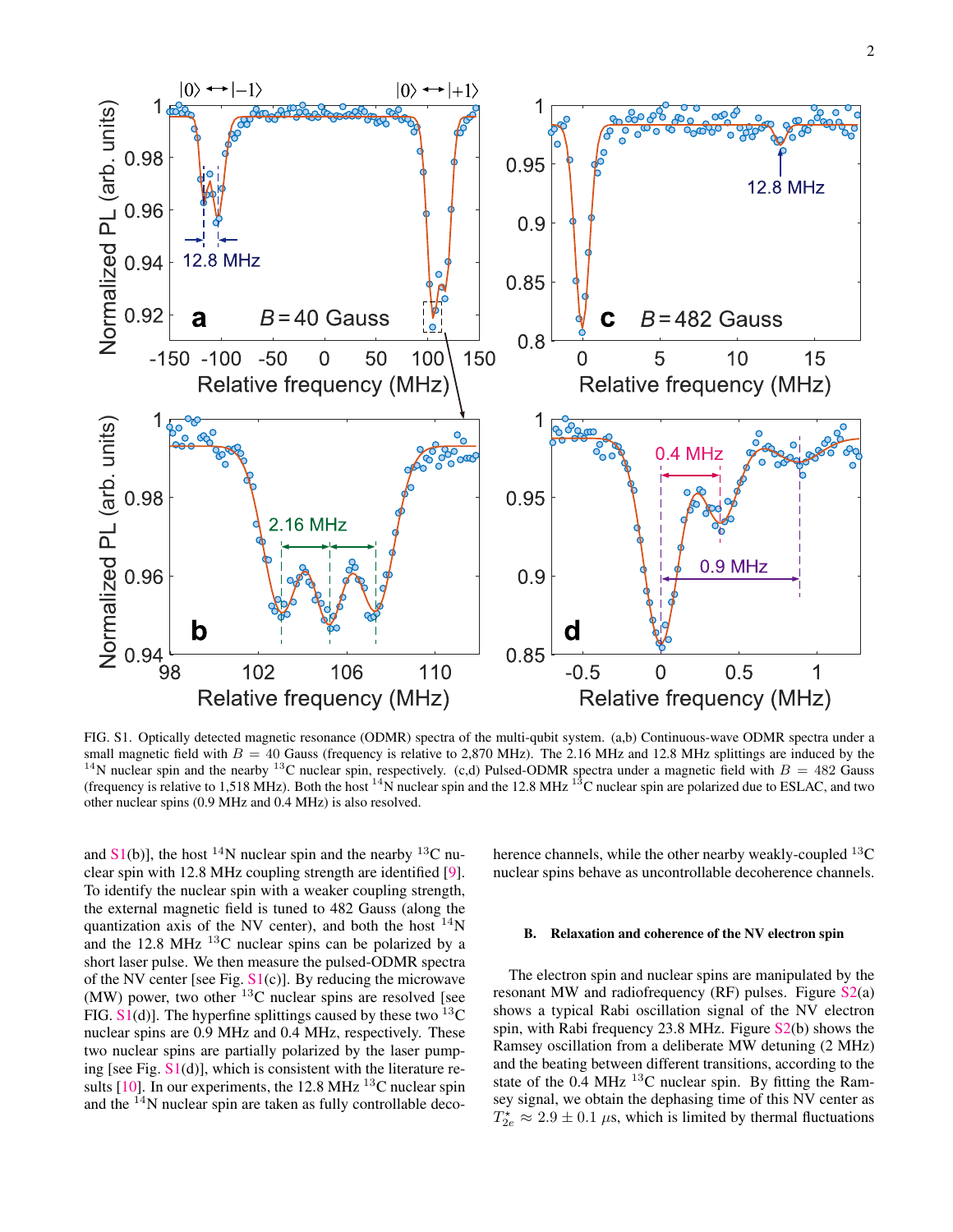FIG. S1. Optically detected magnetic resonance (ODMR) spectra of the multi-qubit system. (a,b) Continuous-wave ODMR spectra under a small magnetic field with $B = 40$ Gauss (frequency is relative to 2,870 MHz). The 2.16 MHz and 12.8 MHz splittings are induced by the $^{14}$N nuclear spin and the nearby $^{13}$C nuclear spin, respectively. (c,d) Pulsed-ODMR spectra under a magnetic field with $B = 482$ Gauss (frequency is relative to 1,518 MHz). Both the host $^{14}$N nuclear spin and the 12.8 MHz $^{13}$C nuclear spin are polarized due to ESLAC, and two other nuclear spins (0.9 MHz and 0.4 MHz) is also resolved.

and S1(b)], the host $^{14}$N nuclear spin and the nearby $^{13}$C nuclear spin with 12.8 MHz coupling strength are identified [9]. To identify the nuclear spin with a weaker coupling strength, the external magnetic field is tuned to 482 Gauss (along the quantization axis of the NV center), and both the host $^{14}$N and the 12.8 MHz $^{13}$C nuclear spins can be polarized by a short laser pulse. We then measure the pulsed-ODMR spectra of the NV center [see Fig. S1(c)]. By reducing the microwave (MW) power, two other $^{13}$C nuclear spins are resolved [see FIG. S1(d)]. The hyperfine splittings caused by these two $^{13}$C nuclear spins are 0.9 MHz and 0.4 MHz, respectively. These two nuclear spins are partially polarized by the laser pumping [see Fig. S1(d)], which is consistent with the literature results [10]. In our experiments, the 12.8 MHz $^{13}$C nuclear spin and the $^{14}$N nuclear spin are taken as fully controllable decoherence channels, while the other nearby weakly-coupled $^{13}$C nuclear spins behave as uncontrollable decoherence channels.

### B. Relaxation and coherence of the NV electron spin

The electron spin and nuclear spins are manipulated by the resonant MW and radiofrequency (RF) pulses. Figure S2(a) shows a typical Rabi oscillation signal of the NV electron spin, with Rabi frequency 23.8 MHz. Figure S2(b) shows the Ramsey oscillation from a deliberate MW detuning (2 MHz) and the beating between different transitions, according to the state of the 0.4 MHz $^{13}$C nuclear spin. By fitting the Ramsey signal, we obtain the dephasing time of this NV center as $T_{2e}^{\star} \approx 2.9 \pm 0.1$ $\mu$s, which is limited by thermal fluctuations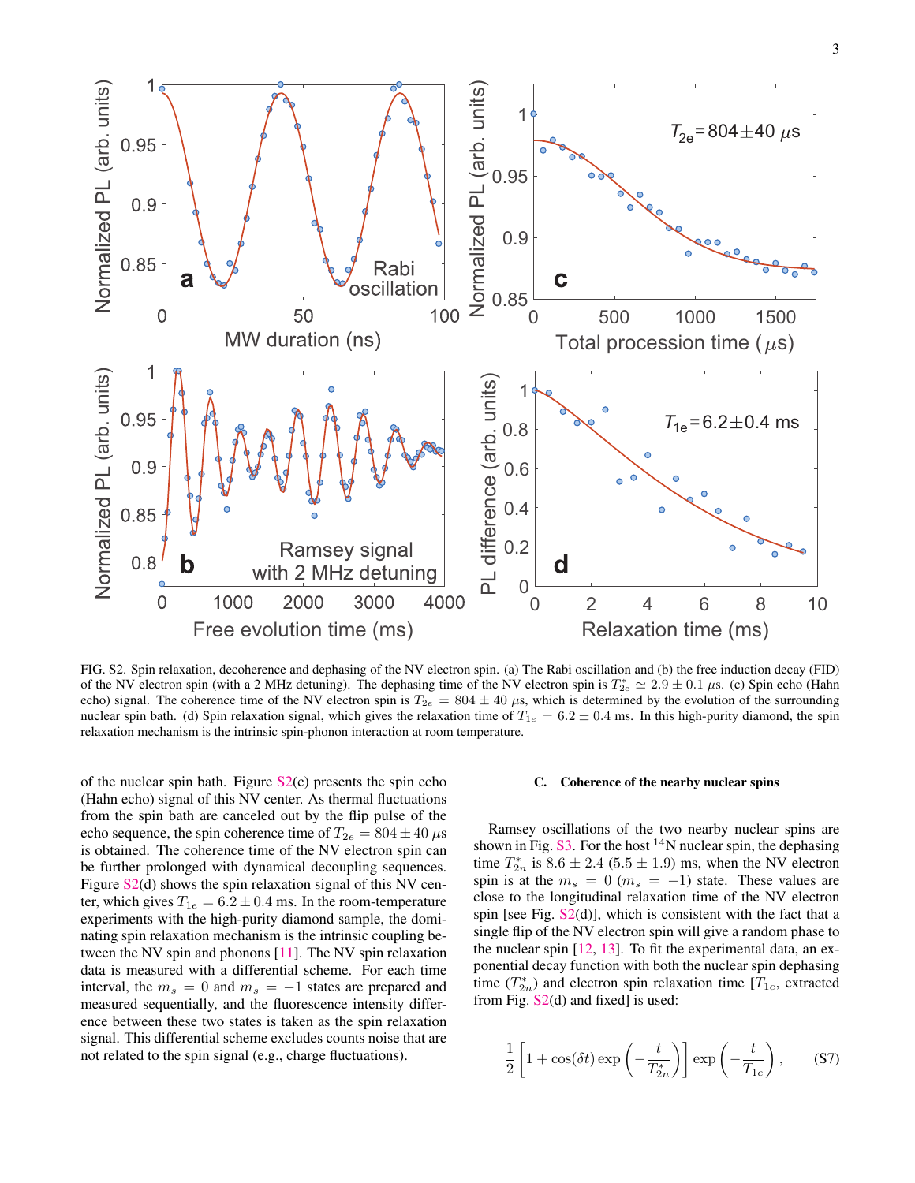FIG. S2. Spin relaxation, decoherence and dephasing of the NV electron spin. (a) The Rabi oscillation and (b) the free induction decay (FID) of the NV electron spin (with a 2 MHz detuning). The dephasing time of the NV electron spin is $T_{2e}^* \simeq 2.9 \pm 0.1$ $\mu$s. (c) Spin echo (Hahn echo) signal. The coherence time of the NV electron spin is $T_{2e} = 804 \pm 40$ $\mu$s, which is determined by the evolution of the surrounding nuclear spin bath. (d) Spin relaxation signal, which gives the relaxation time of $T_{1e} = 6.2 \pm 0.4$ ms. In this high-purity diamond, the spin relaxation mechanism is the intrinsic spin-phonon interaction at room temperature.

of the nuclear spin bath. Figure S2(c) presents the spin echo (Hahn echo) signal of this NV center. As thermal fluctuations from the spin bath are canceled out by the flip pulse of the echo sequence, the spin coherence time of $T_{2e} = 804 \pm 40$ $\mu$s is obtained. The coherence time of the NV electron spin can be further prolonged with dynamical decoupling sequences. Figure S2(d) shows the spin relaxation signal of this NV center, which gives $T_{1e} = 6.2 \pm 0.4$ ms. In the room-temperature experiments with the high-purity diamond sample, the dominating spin relaxation mechanism is the intrinsic coupling between the NV spin and phonons [11]. The NV spin relaxation data is measured with a differential scheme. For each time interval, the $m_s = 0$ and $m_s = -1$ states are prepared and measured sequentially, and the fluorescence intensity difference between these two states is taken as the spin relaxation signal. This differential scheme excludes counts noise that are not related to the spin signal (e.g., charge fluctuations).

### C. Coherence of the nearby nuclear spins

Ramsey oscillations of the two nearby nuclear spins are shown in Fig. S3. For the host $^{14}$N nuclear spin, the dephasing time $T_{2n}^*$ is $8.6 \pm 2.4$ ($5.5 \pm 1.9$) ms, when the NV electron spin is at the $m_s = 0$ ($m_s = -1$) state. These values are close to the longitudinal relaxation time of the NV electron spin [see Fig. S2(d)], which is consistent with the fact that a single flip of the NV electron spin will give a random phase to the nuclear spin [12, 13]. To fit the experimental data, an exponential decay function with both the nuclear spin dephasing time ($T_{2n}^*$) and electron spin relaxation time [$T_{1e}$, extracted from Fig. S2(d) and fixed] is used:

$$\frac{1}{2}\left[1 + \cos(\delta t)\exp\left(-\frac{t}{T_{2n}^*}\right)\right]\exp\left(-\frac{t}{T_{1e}}\right), \tag{S7}$$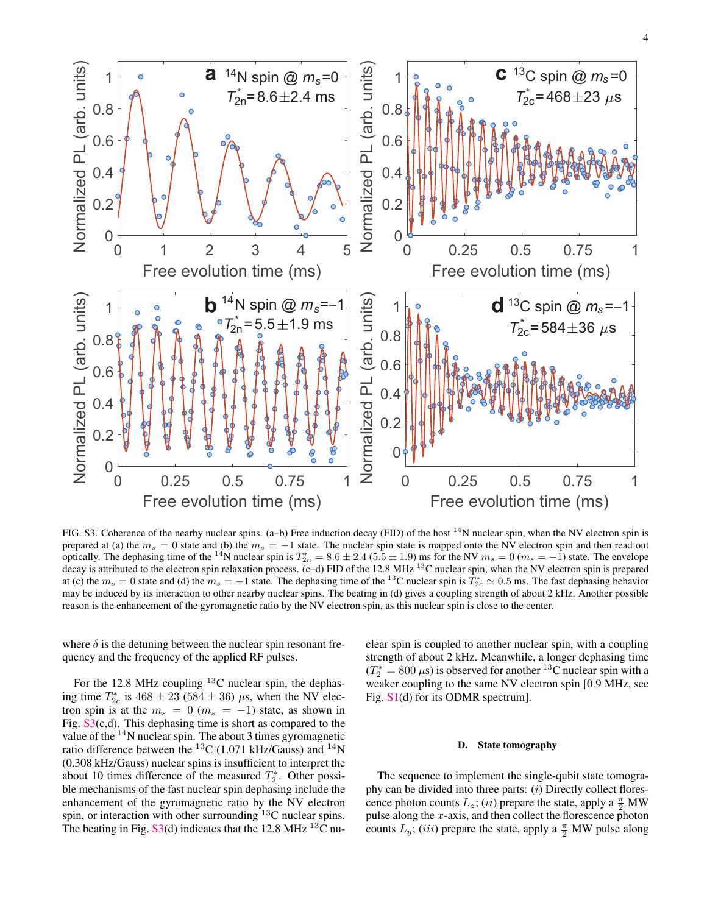FIG. S3. Coherence of the nearby nuclear spins. (a–b) Free induction decay (FID) of the host $^{14}$N nuclear spin, when the NV electron spin is prepared at (a) the $m_s = 0$ state and (b) the $m_s = -1$ state. The nuclear spin state is mapped onto the NV electron spin and then read out optically. The dephasing time of the $^{14}$N nuclear spin is $T_{2n}^* = 8.6 \pm 2.4$ ($5.5 \pm 1.9$) ms for the NV $m_s = 0$ ($m_s = -1$) state. The envelope decay is attributed to the electron spin relaxation process. (c–d) FID of the 12.8 MHz $^{13}$C nuclear spin, when the NV electron spin is prepared at (c) the $m_s = 0$ state and (d) the $m_s = -1$ state. The dephasing time of the $^{13}$C nuclear spin is $T_{2c}^* \simeq 0.5$ ms. The fast dephasing behavior may be induced by its interaction to other nearby nuclear spins. The beating in (d) gives a coupling strength of about 2 kHz. Another possible reason is the enhancement of the gyromagnetic ratio by the NV electron spin, as this nuclear spin is close to the center.

where $\delta$ is the detuning between the nuclear spin resonant frequency and the frequency of the applied RF pulses.

For the 12.8 MHz coupling $^{13}$C nuclear spin, the dephasing time $T_{2c}^*$ is $468 \pm 23$ ($584 \pm 36$) $\mu$s, when the NV electron spin is at the $m_s = 0$ ($m_s = -1$) state, as shown in Fig. S3(c,d). This dephasing time is short as compared to the value of the $^{14}$N nuclear spin. The about 3 times gyromagnetic ratio difference between the $^{13}$C (1.071 kHz/Gauss) and $^{14}$N (0.308 kHz/Gauss) nuclear spins is insufficient to interpret the about 10 times difference of the measured $T_2^*$. Other possible mechanisms of the fast nuclear spin dephasing include the enhancement of the gyromagnetic ratio by the NV electron spin, or interaction with other surrounding $^{13}$C nuclear spins. The beating in Fig. S3(d) indicates that the 12.8 MHz $^{13}$C nuclear spin is coupled to another nuclear spin, with a coupling strength of about 2 kHz. Meanwhile, a longer dephasing time ($T_2^* = 800$ $\mu$s) is observed for another $^{13}$C nuclear spin with a weaker coupling to the same NV electron spin [0.9 MHz, see Fig. S1(d) for its ODMR spectrum].

### D. State tomography

The sequence to implement the single-qubit state tomography can be divided into three parts: ($i$) Directly collect florescence photon counts $L_z$; ($ii$) prepare the state, apply a $\frac{\pi}{2}$ MW pulse along the $x$-axis, and then collect the florescence photon counts $L_y$; ($iii$) prepare the state, apply a $\frac{\pi}{2}$ MW pulse along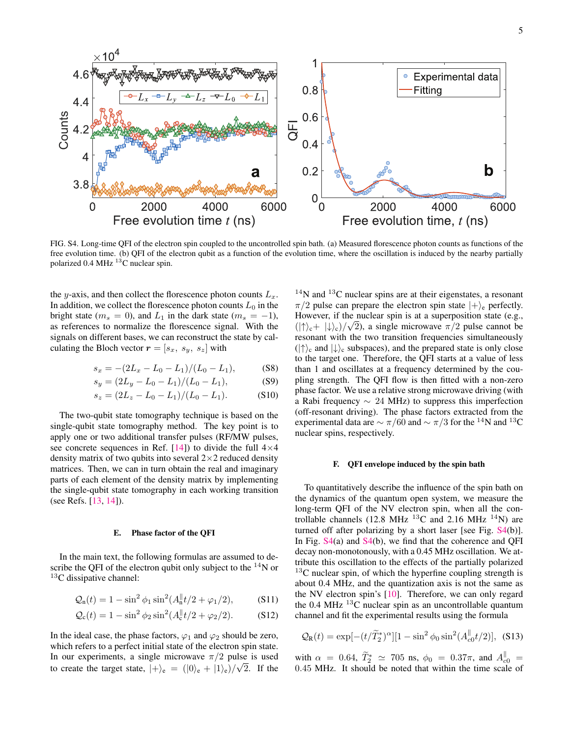FIG. S4. Long-time QFI of the electron spin coupled to the uncontrolled spin bath. (a) Measured florescence photon counts as functions of the free evolution time. (b) QFI of the electron qubit as a function of the evolution time, where the oscillation is induced by the nearby partially polarized 0.4 MHz $^{13}$C nuclear spin.

the $y$-axis, and then collect the florescence photon counts $L_x$. In addition, we collect the florescence photon counts $L_0$ in the bright state ($m_s = 0$), and $L_1$ in the dark state ($m_s = -1$), as references to normalize the florescence signal. With the signals on different bases, we can reconstruct the state by calculating the Bloch vector $\boldsymbol{r} = [s_x,\ s_y,\ s_z]$ with

$$s_x = -(2L_x - L_0 - L_1)/(L_0 - L_1), \tag{S8}$$

$$s_y = (2L_y - L_0 - L_1)/(L_0 - L_1), \tag{S9}$$

$$s_z = (2L_z - L_0 - L_1)/(L_0 - L_1). \tag{S10}$$

The two-qubit state tomography technique is based on the single-qubit state tomography method. The key point is to apply one or two additional transfer pulses (RF/MW pulses, see concrete sequences in Ref. [14]) to divide the full $4\times4$ density matrix of two qubits into several $2\times2$ reduced density matrices. Then, we can in turn obtain the real and imaginary parts of each element of the density matrix by implementing the single-qubit state tomography in each working transition (see Refs. [13, 14]).

### E. Phase factor of the QFI

In the main text, the following formulas are assumed to describe the QFI of the electron qubit only subject to the $^{14}$N or $^{13}$C dissipative channel:

$$\mathcal{Q}_{\rm n}(t) = 1 - \sin^2\phi_1 \sin^2(A_{\rm n}^{\parallel}t/2 + \varphi_1/2), \tag{S11}$$

$$\mathcal{Q}_{\rm c}(t) = 1 - \sin^2\phi_2 \sin^2(A_{\rm c}^{\parallel}t/2 + \varphi_2/2). \tag{S12}$$

In the ideal case, the phase factors, $\varphi_1$ and $\varphi_2$ should be zero, which refers to a perfect initial state of the electron spin state. In our experiments, a single microwave $\pi/2$ pulse is used to create the target state, $|+\rangle_{\rm e} = (|0\rangle_{\rm e} + |1\rangle_{\rm e})/\sqrt{2}$. If the $^{14}$N and $^{13}$C nuclear spins are at their eigenstates, a resonant $\pi/2$ pulse can prepare the electron spin state $|+\rangle_{\rm e}$ perfectly. However, if the nuclear spin is at a superposition state (e.g., $(|\uparrow\rangle_{\rm c} + |\downarrow\rangle_{\rm c})/\sqrt{2}$), a single microwave $\pi/2$ pulse cannot be resonant with the two transition frequencies simultaneously ($|\uparrow\rangle_{\rm c}$ and $|\downarrow\rangle_{\rm c}$ subspaces), and the prepared state is only close to the target one. Therefore, the QFI starts at a value of less than 1 and oscillates at a frequency determined by the coupling strength. The QFI flow is then fitted with a non-zero phase factor. We use a relative strong microwave driving (with a Rabi frequency $\sim$ 24 MHz) to suppress this imperfection (off-resonant driving). The phase factors extracted from the experimental data are $\sim \pi/60$ and $\sim \pi/3$ for the $^{14}$N and $^{13}$C nuclear spins, respectively.

### F. QFI envelope induced by the spin bath

To quantitatively describe the influence of the spin bath on the dynamics of the quantum open system, we measure the long-term QFI of the NV electron spin, when all the controllable channels (12.8 MHz $^{13}$C and 2.16 MHz $^{14}$N) are turned off after polarizing by a short laser [see Fig. S4(b)]. In Fig. S4(a) and S4(b), we find that the coherence and QFI decay non-monotonously, with a 0.45 MHz oscillation. We attribute this oscillation to the effects of the partially polarized $^{13}$C nuclear spin, of which the hyperfine coupling strength is about 0.4 MHz, and the quantization axis is not the same as the NV electron spin's [10]. Therefore, we can only regard the 0.4 MHz $^{13}$C nuclear spin as an uncontrollable quantum channel and fit the experimental results using the formula

$$\mathcal{Q}_{\rm R}(t) = \exp[-(t/\widetilde{T}_2^*)^{\alpha}][1 - \sin^2\phi_0 \sin^2(A_{\rm c0}^{\parallel}t/2)], \tag{S13}$$

with $\alpha = 0.64$, $\widetilde{T}_2^* \simeq 705$ ns, $\phi_0 = 0.37\pi$, and $A_{\rm c0}^{\parallel} = 0.45$ MHz. It should be noted that within the time scale of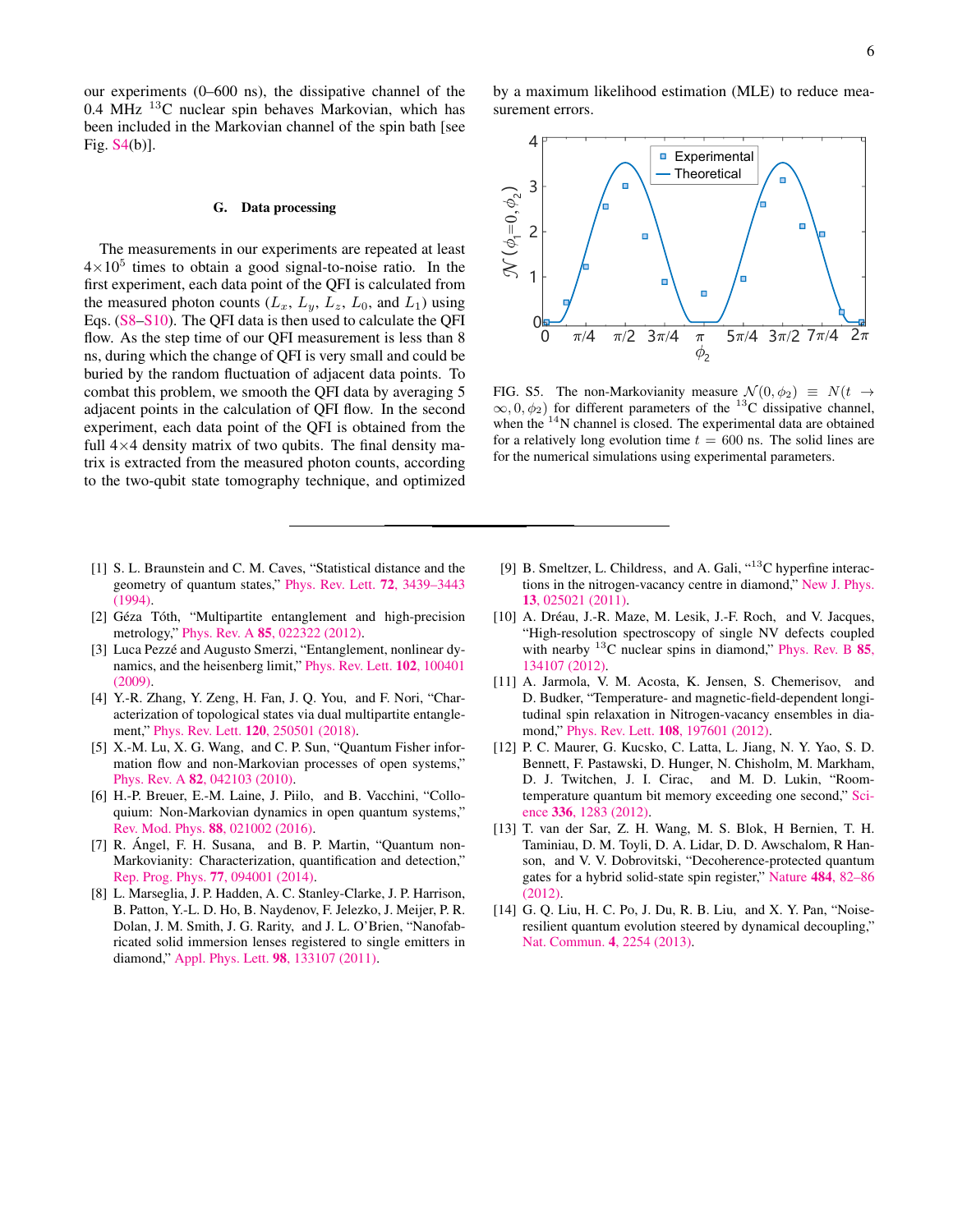our experiments (0–600 ns), the dissipative channel of the 0.4 MHz $^{13}$C nuclear spin behaves Markovian, which has been included in the Markovian channel of the spin bath [see Fig. S4(b)].

### G. Data processing

The measurements in our experiments are repeated at least $4\times10^5$ times to obtain a good signal-to-noise ratio. In the first experiment, each data point of the QFI is calculated from the measured photon counts ($L_x$, $L_y$, $L_z$, $L_0$, and $L_1$) using Eqs. (S8–S10). The QFI data is then used to calculate the QFI flow. As the step time of our QFI measurement is less than 8 ns, during which the change of QFI is very small and could be buried by the random fluctuation of adjacent data points. To combat this problem, we smooth the QFI data by averaging 5 adjacent points in the calculation of QFI flow. In the second experiment, each data point of the QFI is obtained from the full $4\times4$ density matrix of two qubits. The final density matrix is extracted from the measured photon counts, according to the two-qubit state tomography technique, and optimized by a maximum likelihood estimation (MLE) to reduce measurement errors.

$\mathcal{N}(\phi_1\!=\!0,\phi_2)$

4
3
2
1
0

0 π/4 π/2 3π/4 π 5π/4 3π/2 7π/4 2π

$\phi_2$

Experimental
Theoretical

FIG. S5. The non-Markovianity measure $\mathcal{N}(0,\phi_2) \equiv N(t \to \infty, 0, \phi_2)$ for different parameters of the $^{13}$C dissipative channel, when the $^{14}$N channel is closed. The experimental data are obtained for a relatively long evolution time $t = 600$ ns. The solid lines are for the numerical simulations using experimental parameters.

---

[1] S. L. Braunstein and C. M. Caves, "Statistical distance and the geometry of quantum states," Phys. Rev. Lett. **72**, 3439–3443 (1994).

[2] Géza Tóth, "Multipartite entanglement and high-precision metrology," Phys. Rev. A **85**, 022322 (2012).

[3] Luca Pezzé and Augusto Smerzi, "Entanglement, nonlinear dynamics, and the heisenberg limit," Phys. Rev. Lett. **102**, 100401 (2009).

[4] Y.-R. Zhang, Y. Zeng, H. Fan, J. Q. You, and F. Nori, "Characterization of topological states via dual multipartite entanglement," Phys. Rev. Lett. **120**, 250501 (2018).

[5] X.-M. Lu, X. G. Wang, and C. P. Sun, "Quantum Fisher information flow and non-Markovian processes of open systems," Phys. Rev. A **82**, 042103 (2010).

[6] H.-P. Breuer, E.-M. Laine, J. Piilo, and B. Vacchini, "Colloquium: Non-Markovian dynamics in open quantum systems," Rev. Mod. Phys. **88**, 021002 (2016).

[7] R. Ángel, F. H. Susana, and B. P. Martin, "Quantum non-Markovianity: Characterization, quantification and detection," Rep. Prog. Phys. **77**, 094001 (2014).

[8] L. Marseglia, J. P. Hadden, A. C. Stanley-Clarke, J. P. Harrison, B. Patton, Y.-L. D. Ho, B. Naydenov, F. Jelezko, J. Meijer, P. R. Dolan, J. M. Smith, J. G. Rarity, and J. L. O'Brien, "Nanofabricated solid immersion lenses registered to single emitters in diamond," Appl. Phys. Lett. **98**, 133107 (2011).

[9] B. Smeltzer, L. Childress, and A. Gali, "$^{13}$C hyperfine interactions in the nitrogen-vacancy centre in diamond," New J. Phys. **13**, 025021 (2011).

[10] A. Dréau, J.-R. Maze, M. Lesik, J.-F. Roch, and V. Jacques, "High-resolution spectroscopy of single NV defects coupled with nearby $^{13}$C nuclear spins in diamond," Phys. Rev. B **85**, 134107 (2012).

[11] A. Jarmola, V. M. Acosta, K. Jensen, S. Chemerisov, and D. Budker, "Temperature- and magnetic-field-dependent longitudinal spin relaxation in Nitrogen-vacancy ensembles in diamond," Phys. Rev. Lett. **108**, 197601 (2012).

[12] P. C. Maurer, G. Kucsko, C. Latta, L. Jiang, N. Y. Yao, S. D. Bennett, F. Pastawski, D. Hunger, N. Chisholm, M. Markham, D. J. Twitchen, J. I. Cirac, and M. D. Lukin, "Room-temperature quantum bit memory exceeding one second," Science **336**, 1283 (2012).

[13] T. van der Sar, Z. H. Wang, M. S. Blok, H Bernien, T. H. Taminiau, D. M. Toyli, D. A. Lidar, D. D. Awschalom, R Hanson, and V. V. Dobrovitski, "Decoherence-protected quantum gates for a hybrid solid-state spin register," Nature **484**, 82–86 (2012).

[14] G. Q. Liu, H. C. Po, J. Du, R. B. Liu, and X. Y. Pan, "Noise-resilient quantum evolution steered by dynamical decoupling," Nat. Commun. **4**, 2254 (2013).